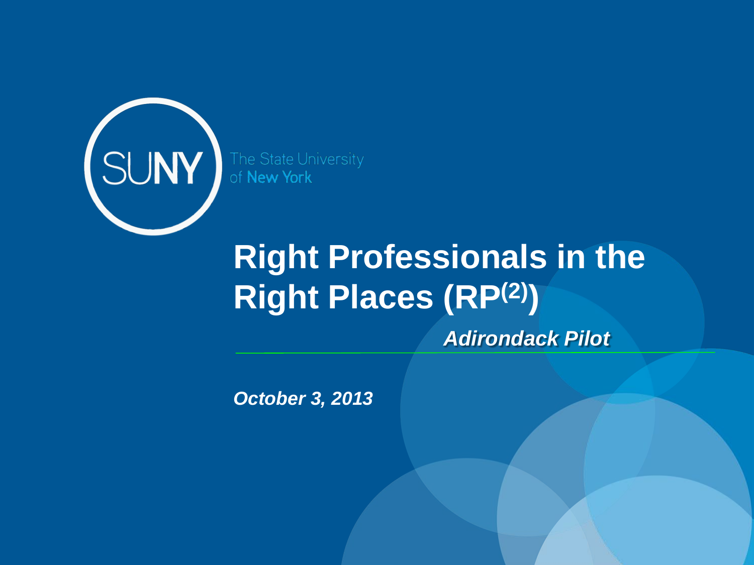SUNY The State University of New York

# Right Professionals in the Right Places (RP$^{(2)}$)

***Adirondack Pilot***

---

***October 3, 2013***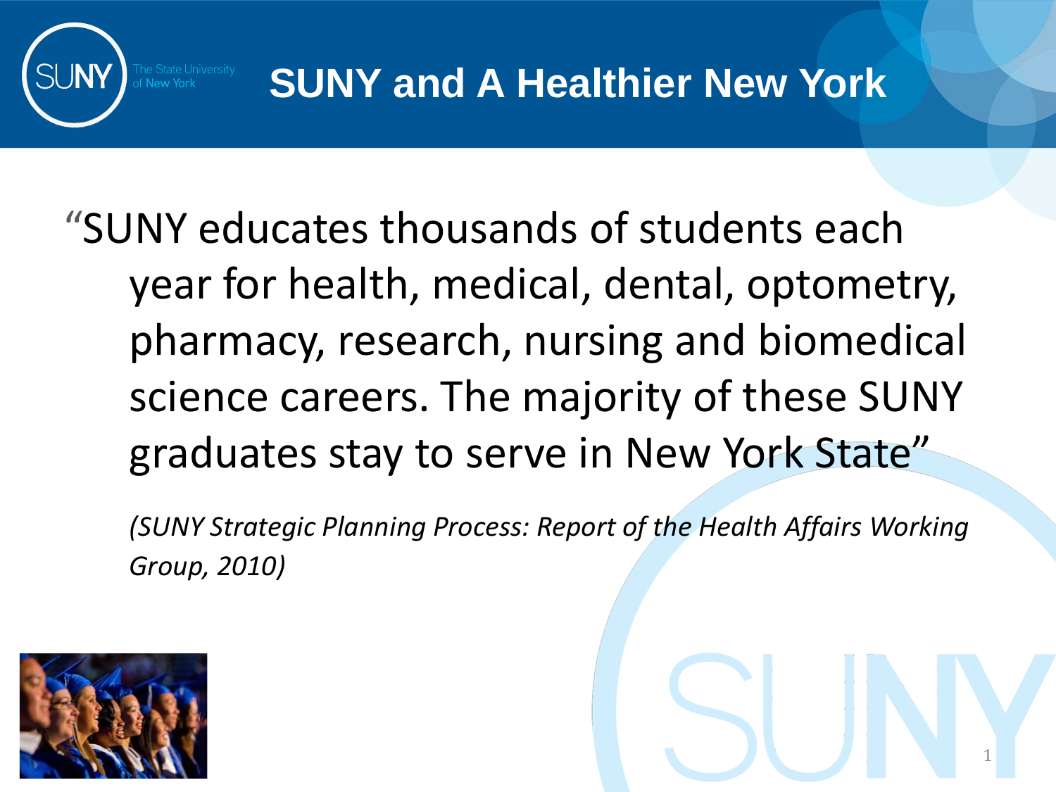# SUNY and A Healthier New York

"SUNY educates thousands of students each year for health, medical, dental, optometry, pharmacy, research, nursing and biomedical science careers. The majority of these SUNY graduates stay to serve in New York State"

*(SUNY Strategic Planning Process: Report of the Health Affairs Working Group, 2010)*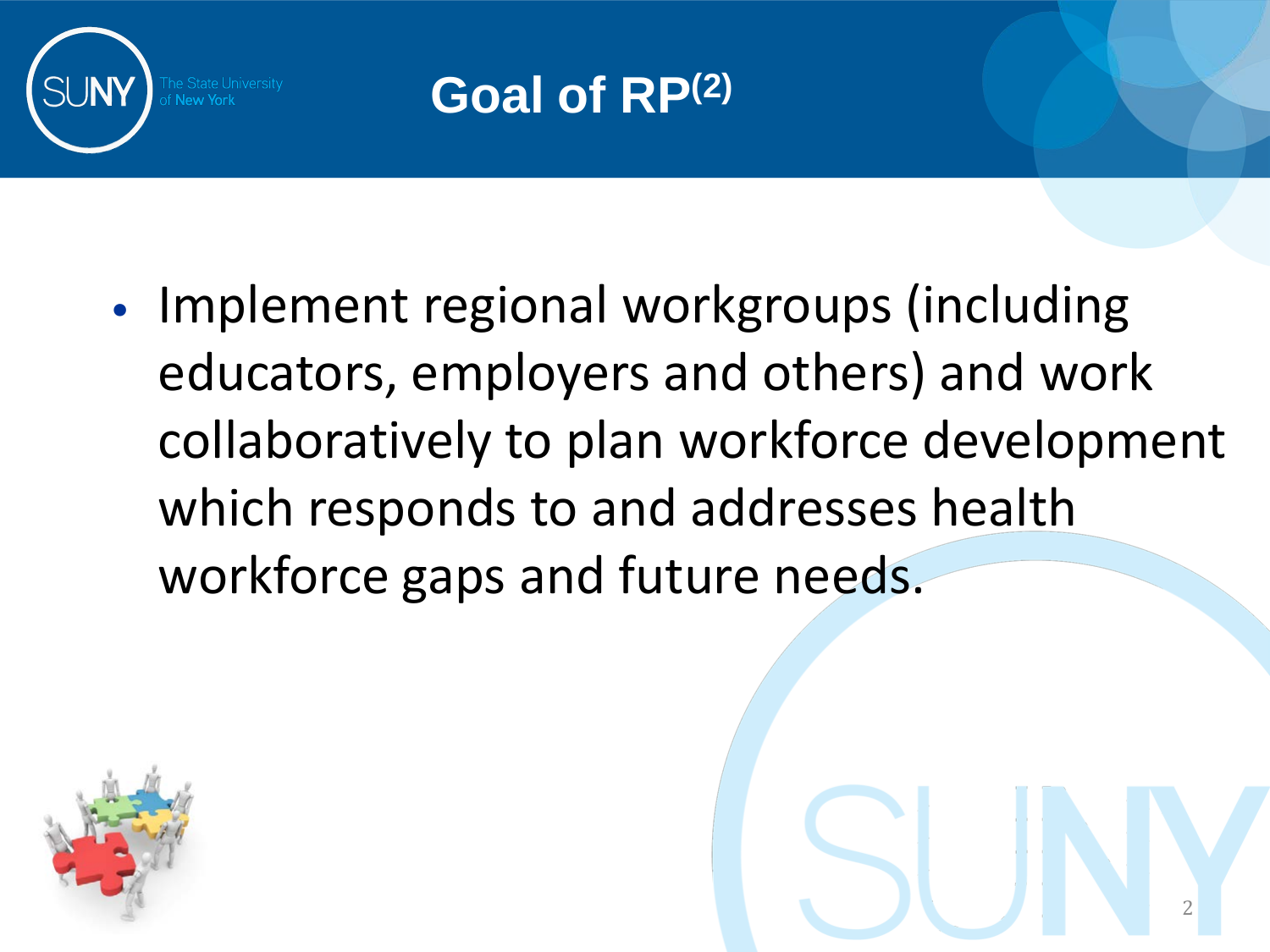# Goal of RP[2]

- Implement regional workgroups (including educators, employers and others) and work collaboratively to plan workforce development which responds to and addresses health workforce gaps and future needs.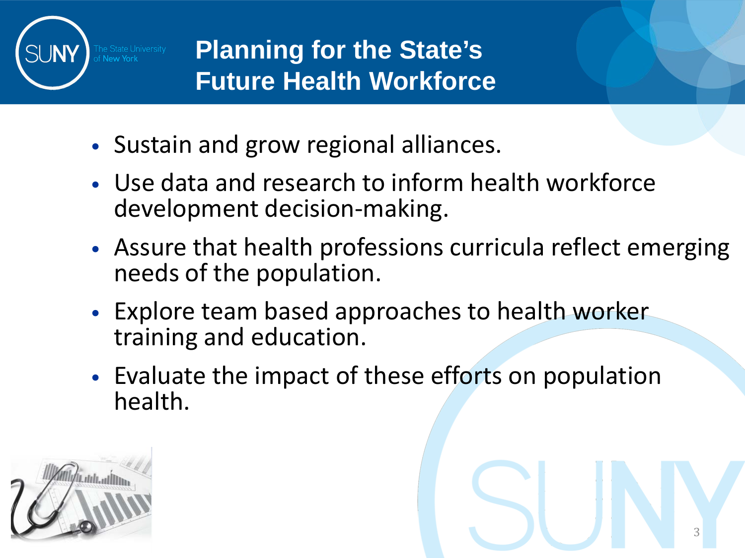# Planning for the State's Future Health Workforce

- Sustain and grow regional alliances.
- Use data and research to inform health workforce development decision-making.
- Assure that health professions curricula reflect emerging needs of the population.
- Explore team based approaches to health worker training and education.
- Evaluate the impact of these efforts on population health.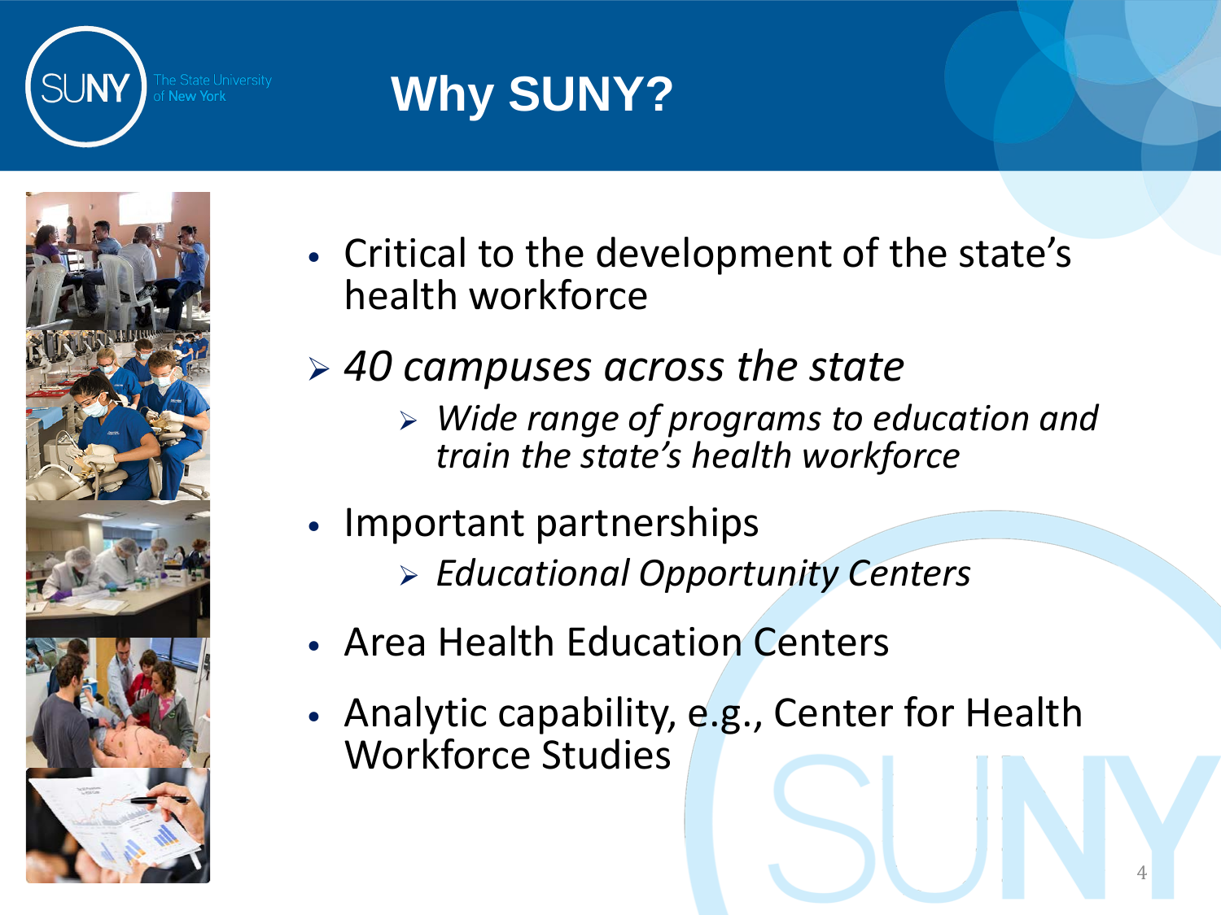# Why SUNY?

- Critical to the development of the state's health workforce
- *40 campuses across the state*
  - *Wide range of programs to education and train the state's health workforce*
- Important partnerships
  - *Educational Opportunity Centers*
- Area Health Education Centers
- Analytic capability, e.g., Center for Health Workforce Studies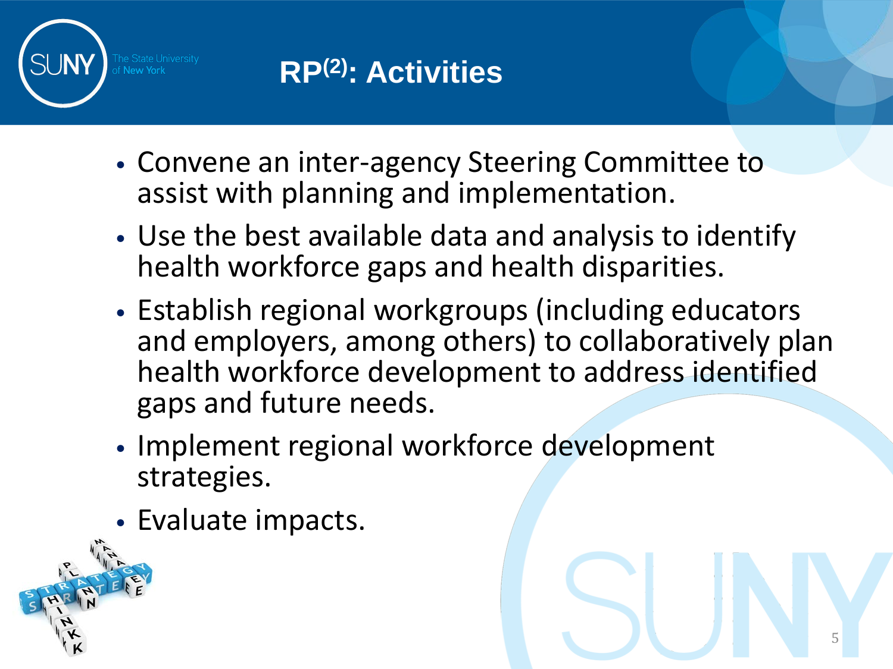# RP$^{(2)}$: Activities

- Convene an inter-agency Steering Committee to assist with planning and implementation.
- Use the best available data and analysis to identify health workforce gaps and health disparities.
- Establish regional workgroups (including educators and employers, among others) to collaboratively plan health workforce development to address identified gaps and future needs.
- Implement regional workforce development strategies.
- Evaluate impacts.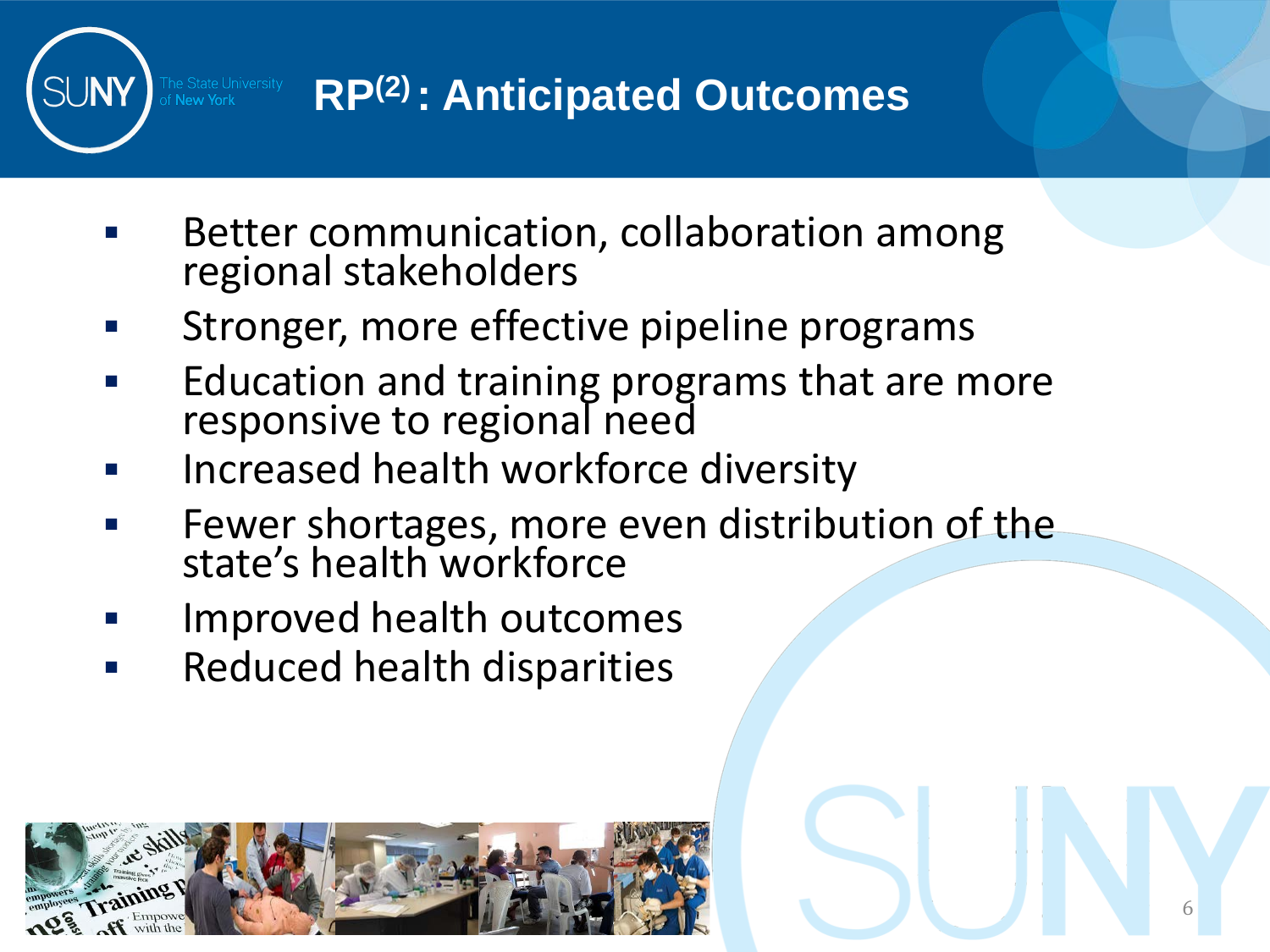# RP(2): Anticipated Outcomes

- Better communication, collaboration among regional stakeholders
- Stronger, more effective pipeline programs
- Education and training programs that are more responsive to regional need
- Increased health workforce diversity
- Fewer shortages, more even distribution of the state's health workforce
- Improved health outcomes
- Reduced health disparities